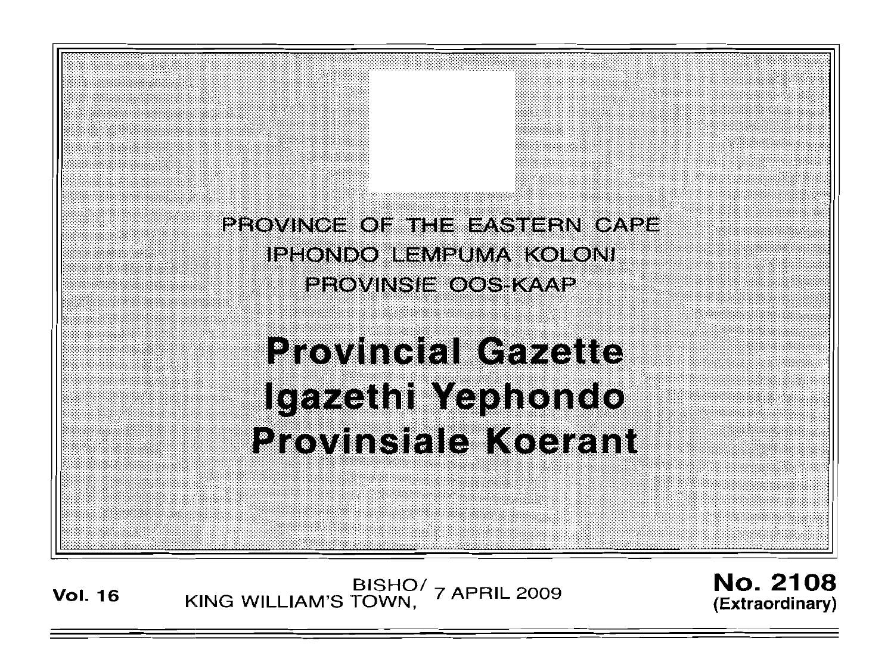PROVINCE OF THE EASTERN CAPE

IPHONDO LEMPUMA KOLONI

PROVINSIE OOS-KAAP

# Provincial Gazette
# Igazethi Yephondo
# Provinsiale Koerant

**Vol. 16** BISHO/ KING WILLIAM'S TOWN, 7 APRIL 2009 **No. 2108 (Extraordinary)**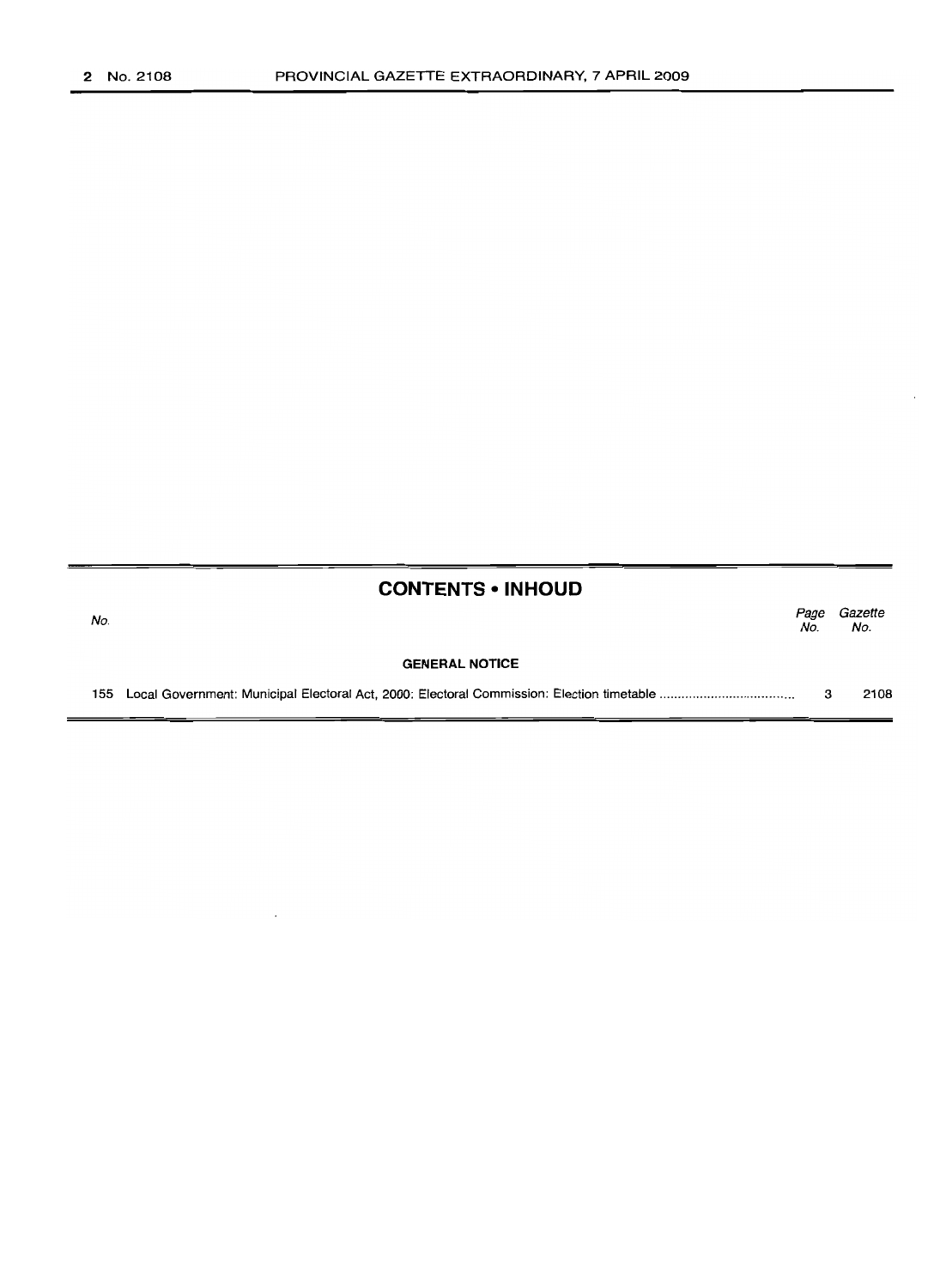## CONTENTS • INHOUD

| No. | | Page No. | Gazette No. |
|---|---|---|---|
| | **GENERAL NOTICE** | | |
| 155 | Local Government: Municipal Electoral Act, 2000: Electoral Commission: Election timetable | 3 | 2108 |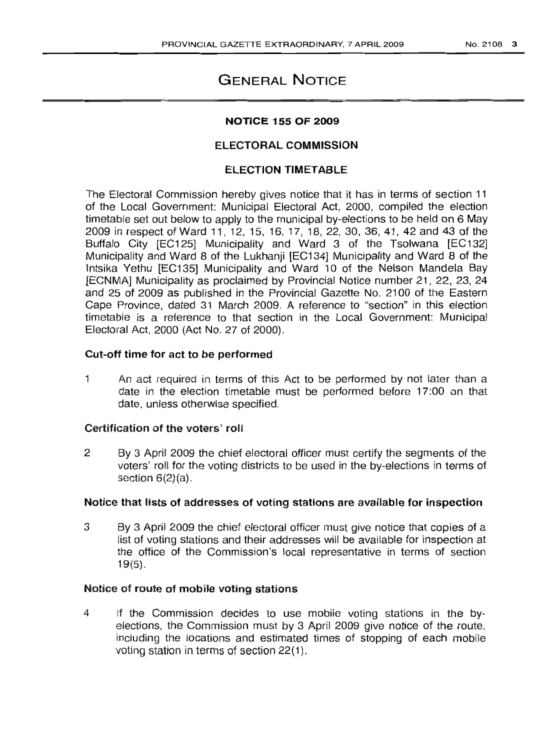# GENERAL NOTICE

## NOTICE 155 OF 2009

## ELECTORAL COMMISSION

## ELECTION TIMETABLE

The Electoral Commission hereby gives notice that it has in terms of section 11 of the Local Government: Municipal Electoral Act, 2000, compiled the election timetable set out below to apply to the municipal by-elections to be held on 6 May 2009 in respect of Ward 11, 12, 15, 16, 17, 18, 22, 30, 36, 41, 42 and 43 of the Buffalo City [EC125] Municipality and Ward 3 of the Tsolwana [EC132] Municipality and Ward 8 of the Lukhanji [EC134] Municipality and Ward 8 of the Intsika Yethu [EC135] Municipality and Ward 10 of the Nelson Mandela Bay [ECNMA] Municipality as proclaimed by Provincial Notice number 21, 22, 23, 24 and 25 of 2009 as published in the Provincial Gazette No. 2100 of the Eastern Cape Province, dated 31 March 2009. A reference to "section" in this election timetable is a reference to that section in the Local Government: Municipal Electoral Act, 2000 (Act No. 27 of 2000).

### Cut-off time for act to be performed

1 An act required in terms of this Act to be performed by not later than a date in the election timetable must be performed before 17:00 on that date, unless otherwise specified.

### Certification of the voters' roll

2 By 3 April 2009 the chief electoral officer must certify the segments of the voters' roll for the voting districts to be used in the by-elections in terms of section 6(2)(a).

### Notice that lists of addresses of voting stations are available for inspection

3 By 3 April 2009 the chief electoral officer must give notice that copies of a list of voting stations and their addresses will be available for inspection at the office of the Commission's local representative in terms of section 19(5).

### Notice of route of mobile voting stations

4 If the Commission decides to use mobile voting stations in the by-elections, the Commission must by 3 April 2009 give notice of the route, including the locations and estimated times of stopping of each mobile voting station in terms of section 22(1).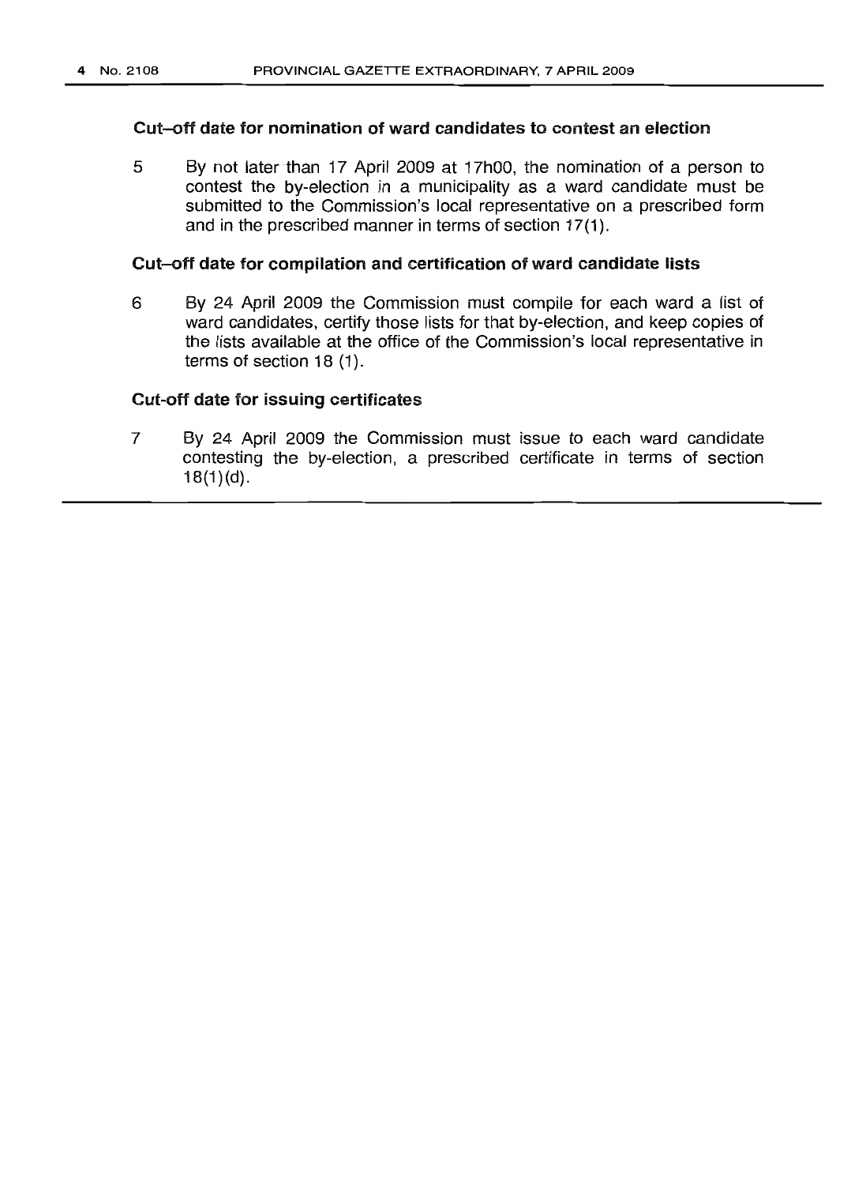### Cut–off date for nomination of ward candidates to contest an election

5 By not later than 17 April 2009 at 17h00, the nomination of a person to contest the by-election in a municipality as a ward candidate must be submitted to the Commission's local representative on a prescribed form and in the prescribed manner in terms of section 17(1).

### Cut–off date for compilation and certification of ward candidate lists

6 By 24 April 2009 the Commission must compile for each ward a list of ward candidates, certify those lists for that by-election, and keep copies of the lists available at the office of the Commission's local representative in terms of section 18 (1).

### Cut-off date for issuing certificates

7 By 24 April 2009 the Commission must issue to each ward candidate contesting the by-election, a prescribed certificate in terms of section 18(1)(d).